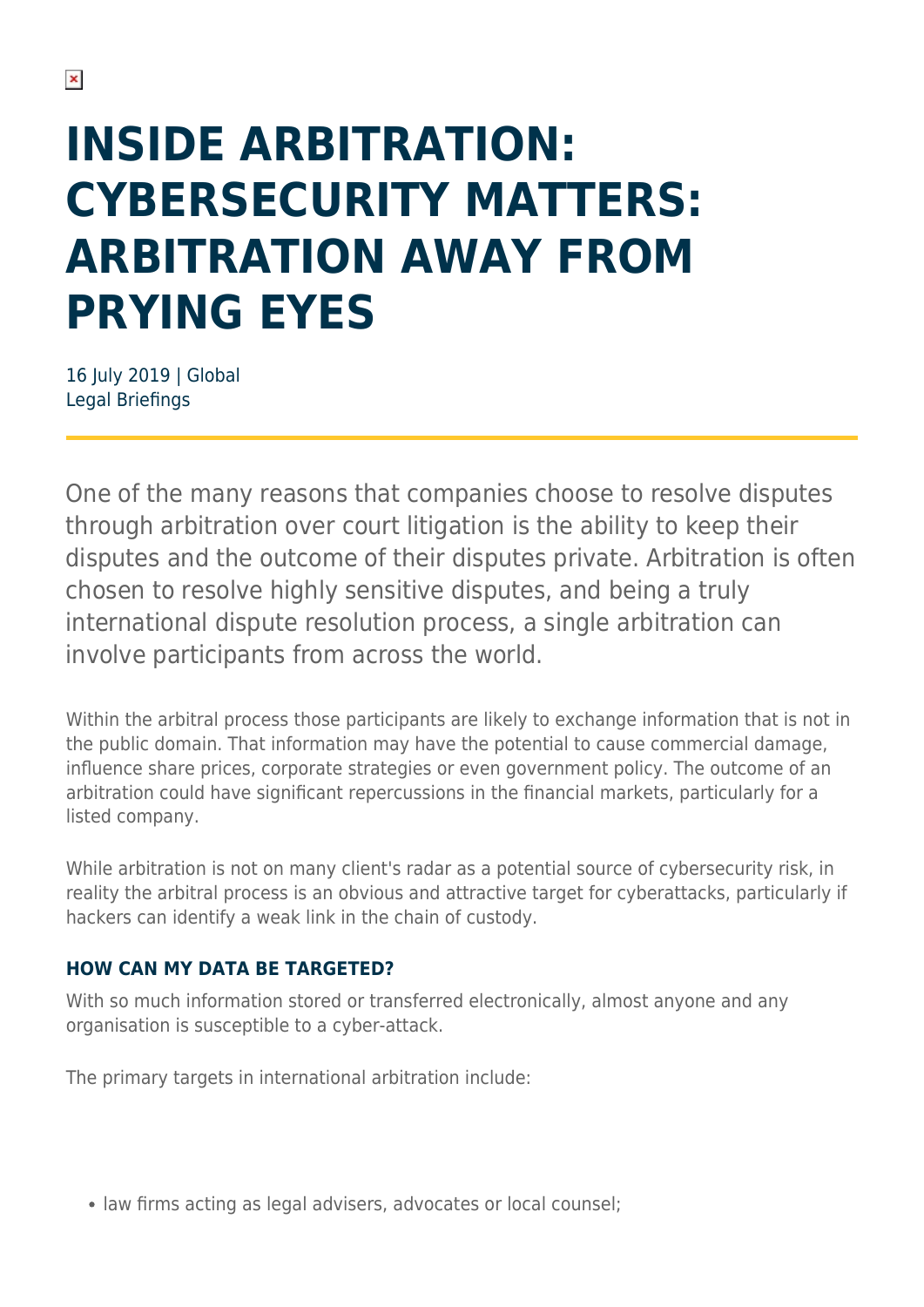# INSIDE ARBITRATION: CYBERSECURITY MATTERS: ARBITRATION AWAY FROM PRYING EYES

16 July 2019 | Global
Legal Briefings

One of the many reasons that companies choose to resolve disputes through arbitration over court litigation is the ability to keep their disputes and the outcome of their disputes private. Arbitration is often chosen to resolve highly sensitive disputes, and being a truly international dispute resolution process, a single arbitration can involve participants from across the world.

Within the arbitral process those participants are likely to exchange information that is not in the public domain. That information may have the potential to cause commercial damage, influence share prices, corporate strategies or even government policy. The outcome of an arbitration could have significant repercussions in the financial markets, particularly for a listed company.

While arbitration is not on many client's radar as a potential source of cybersecurity risk, in reality the arbitral process is an obvious and attractive target for cyberattacks, particularly if hackers can identify a weak link in the chain of custody.

### HOW CAN MY DATA BE TARGETED?

With so much information stored or transferred electronically, almost anyone and any organisation is susceptible to a cyber-attack.

The primary targets in international arbitration include:

- law firms acting as legal advisers, advocates or local counsel;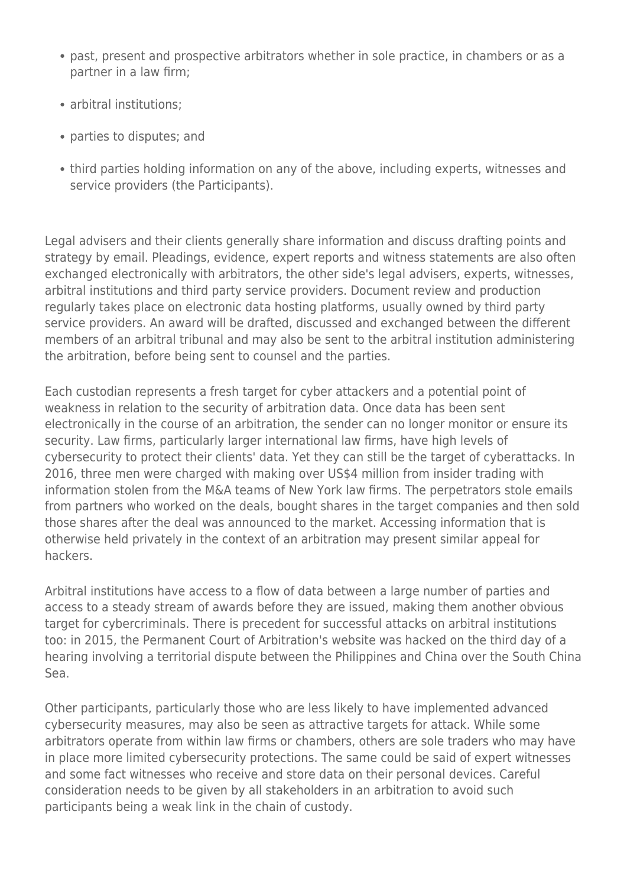- past, present and prospective arbitrators whether in sole practice, in chambers or as a partner in a law firm;
- arbitral institutions;
- parties to disputes; and
- third parties holding information on any of the above, including experts, witnesses and service providers (the Participants).

Legal advisers and their clients generally share information and discuss drafting points and strategy by email. Pleadings, evidence, expert reports and witness statements are also often exchanged electronically with arbitrators, the other side's legal advisers, experts, witnesses, arbitral institutions and third party service providers. Document review and production regularly takes place on electronic data hosting platforms, usually owned by third party service providers. An award will be drafted, discussed and exchanged between the different members of an arbitral tribunal and may also be sent to the arbitral institution administering the arbitration, before being sent to counsel and the parties.

Each custodian represents a fresh target for cyber attackers and a potential point of weakness in relation to the security of arbitration data. Once data has been sent electronically in the course of an arbitration, the sender can no longer monitor or ensure its security. Law firms, particularly larger international law firms, have high levels of cybersecurity to protect their clients' data. Yet they can still be the target of cyberattacks. In 2016, three men were charged with making over US$4 million from insider trading with information stolen from the M&A teams of New York law firms. The perpetrators stole emails from partners who worked on the deals, bought shares in the target companies and then sold those shares after the deal was announced to the market. Accessing information that is otherwise held privately in the context of an arbitration may present similar appeal for hackers.

Arbitral institutions have access to a flow of data between a large number of parties and access to a steady stream of awards before they are issued, making them another obvious target for cybercriminals. There is precedent for successful attacks on arbitral institutions too: in 2015, the Permanent Court of Arbitration's website was hacked on the third day of a hearing involving a territorial dispute between the Philippines and China over the South China Sea.

Other participants, particularly those who are less likely to have implemented advanced cybersecurity measures, may also be seen as attractive targets for attack. While some arbitrators operate from within law firms or chambers, others are sole traders who may have in place more limited cybersecurity protections. The same could be said of expert witnesses and some fact witnesses who receive and store data on their personal devices. Careful consideration needs to be given by all stakeholders in an arbitration to avoid such participants being a weak link in the chain of custody.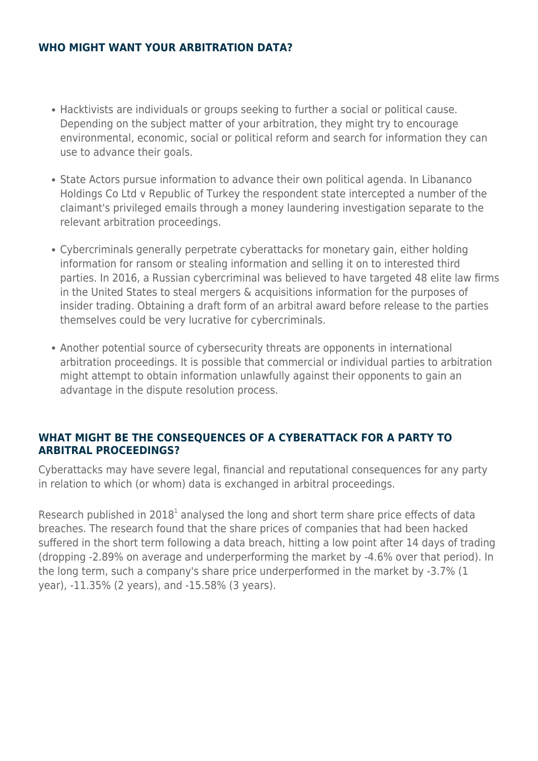## WHO MIGHT WANT YOUR ARBITRATION DATA?

- Hacktivists are individuals or groups seeking to further a social or political cause. Depending on the subject matter of your arbitration, they might try to encourage environmental, economic, social or political reform and search for information they can use to advance their goals.

- State Actors pursue information to advance their own political agenda. In Libananco Holdings Co Ltd v Republic of Turkey the respondent state intercepted a number of the claimant's privileged emails through a money laundering investigation separate to the relevant arbitration proceedings.

- Cybercriminals generally perpetrate cyberattacks for monetary gain, either holding information for ransom or stealing information and selling it on to interested third parties. In 2016, a Russian cybercriminal was believed to have targeted 48 elite law firms in the United States to steal mergers & acquisitions information for the purposes of insider trading. Obtaining a draft form of an arbitral award before release to the parties themselves could be very lucrative for cybercriminals.

- Another potential source of cybersecurity threats are opponents in international arbitration proceedings. It is possible that commercial or individual parties to arbitration might attempt to obtain information unlawfully against their opponents to gain an advantage in the dispute resolution process.

## WHAT MIGHT BE THE CONSEQUENCES OF A CYBERATTACK FOR A PARTY TO ARBITRAL PROCEEDINGS?

Cyberattacks may have severe legal, financial and reputational consequences for any party in relation to which (or whom) data is exchanged in arbitral proceedings.

Research published in 2018[1] analysed the long and short term share price effects of data breaches. The research found that the share prices of companies that had been hacked suffered in the short term following a data breach, hitting a low point after 14 days of trading (dropping -2.89% on average and underperforming the market by -4.6% over that period). In the long term, such a company's share price underperformed in the market by -3.7% (1 year), -11.35% (2 years), and -15.58% (3 years).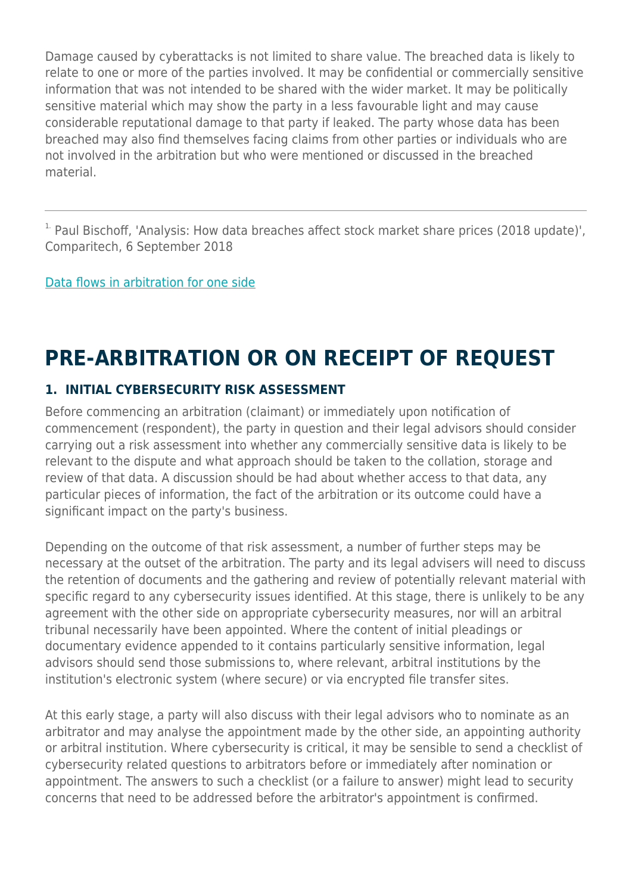Damage caused by cyberattacks is not limited to share value. The breached data is likely to relate to one or more of the parties involved. It may be confidential or commercially sensitive information that was not intended to be shared with the wider market. It may be politically sensitive material which may show the party in a less favourable light and may cause considerable reputational damage to that party if leaked. The party whose data has been breached may also find themselves facing claims from other parties or individuals who are not involved in the arbitration but who were mentioned or discussed in the breached material.

---

[1] Paul Bischoff, 'Analysis: How data breaches affect stock market share prices (2018 update)', Comparitech, 6 September 2018

Data flows in arbitration for one side

# PRE-ARBITRATION OR ON RECEIPT OF REQUEST

### 1. INITIAL CYBERSECURITY RISK ASSESSMENT

Before commencing an arbitration (claimant) or immediately upon notification of commencement (respondent), the party in question and their legal advisors should consider carrying out a risk assessment into whether any commercially sensitive data is likely to be relevant to the dispute and what approach should be taken to the collation, storage and review of that data. A discussion should be had about whether access to that data, any particular pieces of information, the fact of the arbitration or its outcome could have a significant impact on the party's business.

Depending on the outcome of that risk assessment, a number of further steps may be necessary at the outset of the arbitration. The party and its legal advisers will need to discuss the retention of documents and the gathering and review of potentially relevant material with specific regard to any cybersecurity issues identified. At this stage, there is unlikely to be any agreement with the other side on appropriate cybersecurity measures, nor will an arbitral tribunal necessarily have been appointed. Where the content of initial pleadings or documentary evidence appended to it contains particularly sensitive information, legal advisors should send those submissions to, where relevant, arbitral institutions by the institution's electronic system (where secure) or via encrypted file transfer sites.

At this early stage, a party will also discuss with their legal advisors who to nominate as an arbitrator and may analyse the appointment made by the other side, an appointing authority or arbitral institution. Where cybersecurity is critical, it may be sensible to send a checklist of cybersecurity related questions to arbitrators before or immediately after nomination or appointment. The answers to such a checklist (or a failure to answer) might lead to security concerns that need to be addressed before the arbitrator's appointment is confirmed.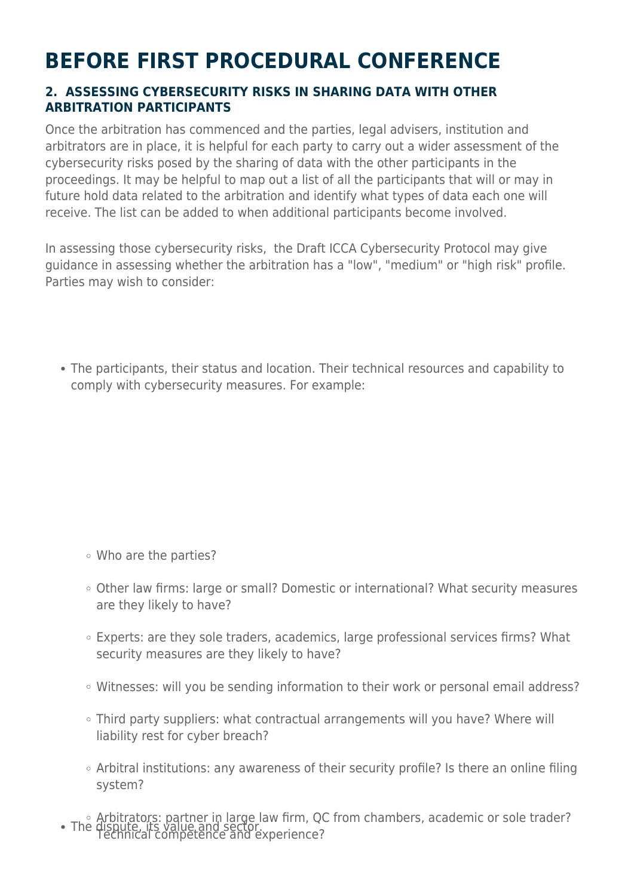# BEFORE FIRST PROCEDURAL CONFERENCE

### 2. ASSESSING CYBERSECURITY RISKS IN SHARING DATA WITH OTHER ARBITRATION PARTICIPANTS

Once the arbitration has commenced and the parties, legal advisers, institution and arbitrators are in place, it is helpful for each party to carry out a wider assessment of the cybersecurity risks posed by the sharing of data with the other participants in the proceedings. It may be helpful to map out a list of all the participants that will or may in future hold data related to the arbitration and identify what types of data each one will receive. The list can be added to when additional participants become involved.

In assessing those cybersecurity risks, the Draft ICCA Cybersecurity Protocol may give guidance in assessing whether the arbitration has a "low", "medium" or "high risk" profile. Parties may wish to consider:

- The participants, their status and location. Their technical resources and capability to comply with cybersecurity measures. For example:
  - Who are the parties?
  - Other law firms: large or small? Domestic or international? What security measures are they likely to have?
  - Experts: are they sole traders, academics, large professional services firms? What security measures are they likely to have?
  - Witnesses: will you be sending information to their work or personal email address?
  - Third party suppliers: what contractual arrangements will you have? Where will liability rest for cyber breach?
  - Arbitral institutions: any awareness of their security profile? Is there an online filing system?
  - Arbitrators: partner in large law firm, QC from chambers, academic or sole trader? Technical competence and experience?
- The dispute, its value and sector.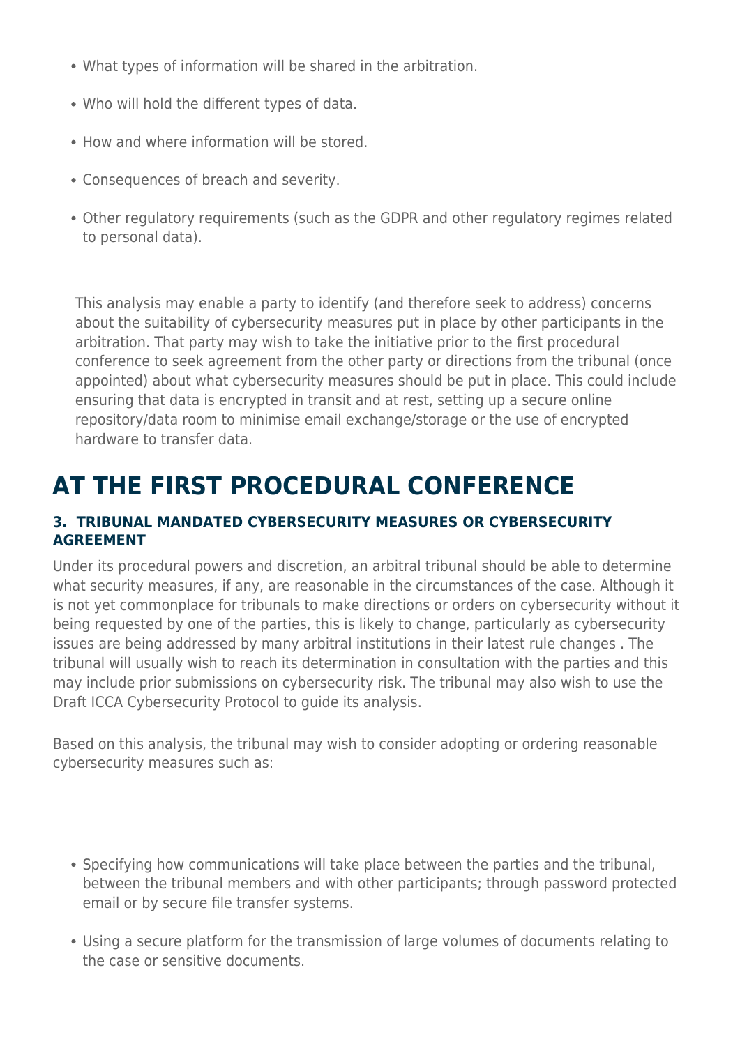- What types of information will be shared in the arbitration.
- Who will hold the different types of data.
- How and where information will be stored.
- Consequences of breach and severity.
- Other regulatory requirements (such as the GDPR and other regulatory regimes related to personal data).

This analysis may enable a party to identify (and therefore seek to address) concerns about the suitability of cybersecurity measures put in place by other participants in the arbitration. That party may wish to take the initiative prior to the first procedural conference to seek agreement from the other party or directions from the tribunal (once appointed) about what cybersecurity measures should be put in place. This could include ensuring that data is encrypted in transit and at rest, setting up a secure online repository/data room to minimise email exchange/storage or the use of encrypted hardware to transfer data.

# AT THE FIRST PROCEDURAL CONFERENCE

### 3. TRIBUNAL MANDATED CYBERSECURITY MEASURES OR CYBERSECURITY AGREEMENT

Under its procedural powers and discretion, an arbitral tribunal should be able to determine what security measures, if any, are reasonable in the circumstances of the case. Although it is not yet commonplace for tribunals to make directions or orders on cybersecurity without it being requested by one of the parties, this is likely to change, particularly as cybersecurity issues are being addressed by many arbitral institutions in their latest rule changes . The tribunal will usually wish to reach its determination in consultation with the parties and this may include prior submissions on cybersecurity risk. The tribunal may also wish to use the Draft ICCA Cybersecurity Protocol to guide its analysis.

Based on this analysis, the tribunal may wish to consider adopting or ordering reasonable cybersecurity measures such as:

- Specifying how communications will take place between the parties and the tribunal, between the tribunal members and with other participants; through password protected email or by secure file transfer systems.
- Using a secure platform for the transmission of large volumes of documents relating to the case or sensitive documents.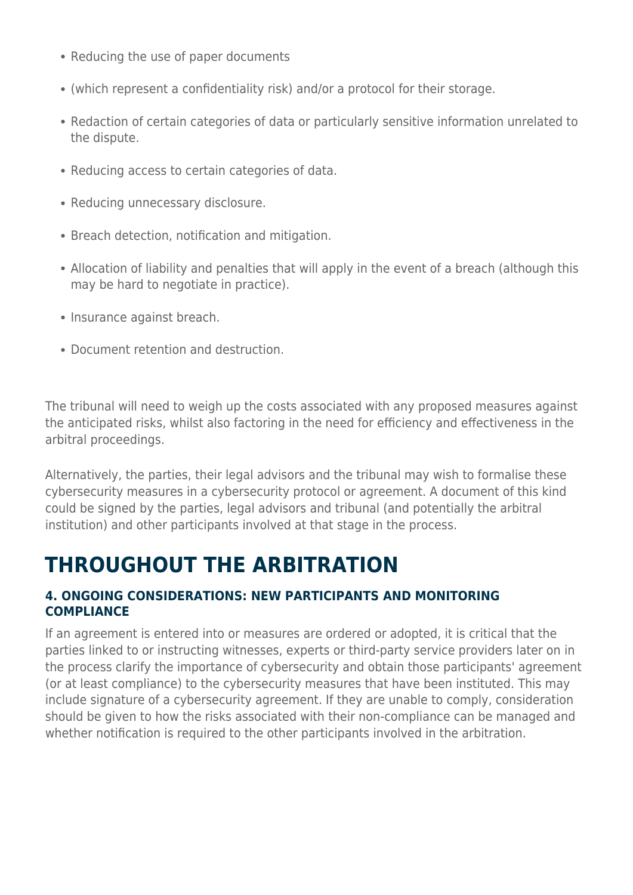- Reducing the use of paper documents
- (which represent a confidentiality risk) and/or a protocol for their storage.
- Redaction of certain categories of data or particularly sensitive information unrelated to the dispute.
- Reducing access to certain categories of data.
- Reducing unnecessary disclosure.
- Breach detection, notification and mitigation.
- Allocation of liability and penalties that will apply in the event of a breach (although this may be hard to negotiate in practice).
- Insurance against breach.
- Document retention and destruction.

The tribunal will need to weigh up the costs associated with any proposed measures against the anticipated risks, whilst also factoring in the need for efficiency and effectiveness in the arbitral proceedings.

Alternatively, the parties, their legal advisors and the tribunal may wish to formalise these cybersecurity measures in a cybersecurity protocol or agreement. A document of this kind could be signed by the parties, legal advisors and tribunal (and potentially the arbitral institution) and other participants involved at that stage in the process.

# THROUGHOUT THE ARBITRATION

#### 4. ONGOING CONSIDERATIONS: NEW PARTICIPANTS AND MONITORING COMPLIANCE

If an agreement is entered into or measures are ordered or adopted, it is critical that the parties linked to or instructing witnesses, experts or third-party service providers later on in the process clarify the importance of cybersecurity and obtain those participants' agreement (or at least compliance) to the cybersecurity measures that have been instituted. This may include signature of a cybersecurity agreement. If they are unable to comply, consideration should be given to how the risks associated with their non-compliance can be managed and whether notification is required to the other participants involved in the arbitration.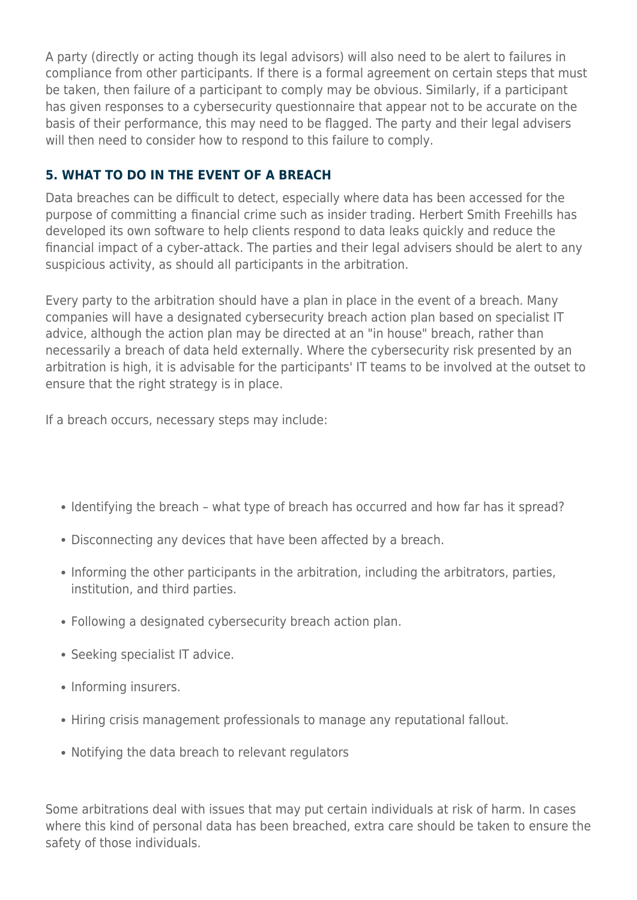A party (directly or acting though its legal advisors) will also need to be alert to failures in compliance from other participants. If there is a formal agreement on certain steps that must be taken, then failure of a participant to comply may be obvious. Similarly, if a participant has given responses to a cybersecurity questionnaire that appear not to be accurate on the basis of their performance, this may need to be flagged. The party and their legal advisers will then need to consider how to respond to this failure to comply.

## 5. WHAT TO DO IN THE EVENT OF A BREACH

Data breaches can be difficult to detect, especially where data has been accessed for the purpose of committing a financial crime such as insider trading. Herbert Smith Freehills has developed its own software to help clients respond to data leaks quickly and reduce the financial impact of a cyber-attack. The parties and their legal advisers should be alert to any suspicious activity, as should all participants in the arbitration.

Every party to the arbitration should have a plan in place in the event of a breach. Many companies will have a designated cybersecurity breach action plan based on specialist IT advice, although the action plan may be directed at an "in house" breach, rather than necessarily a breach of data held externally. Where the cybersecurity risk presented by an arbitration is high, it is advisable for the participants' IT teams to be involved at the outset to ensure that the right strategy is in place.

If a breach occurs, necessary steps may include:

- Identifying the breach – what type of breach has occurred and how far has it spread?
- Disconnecting any devices that have been affected by a breach.
- Informing the other participants in the arbitration, including the arbitrators, parties, institution, and third parties.
- Following a designated cybersecurity breach action plan.
- Seeking specialist IT advice.
- Informing insurers.
- Hiring crisis management professionals to manage any reputational fallout.
- Notifying the data breach to relevant regulators

Some arbitrations deal with issues that may put certain individuals at risk of harm. In cases where this kind of personal data has been breached, extra care should be taken to ensure the safety of those individuals.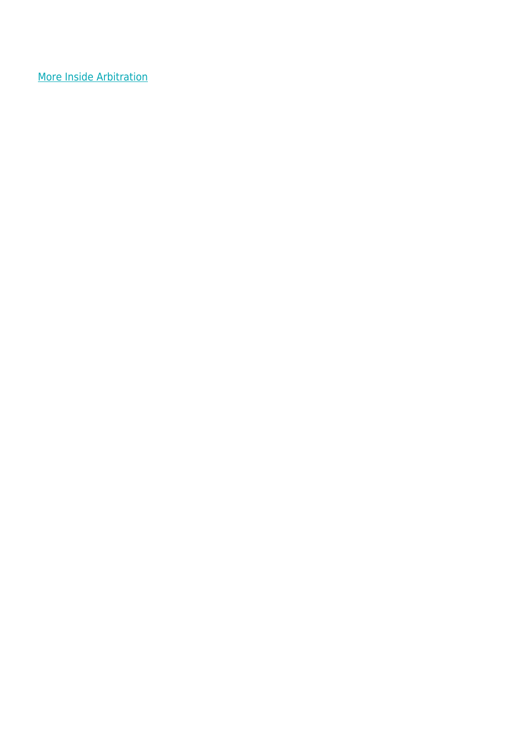[More Inside Arbitration]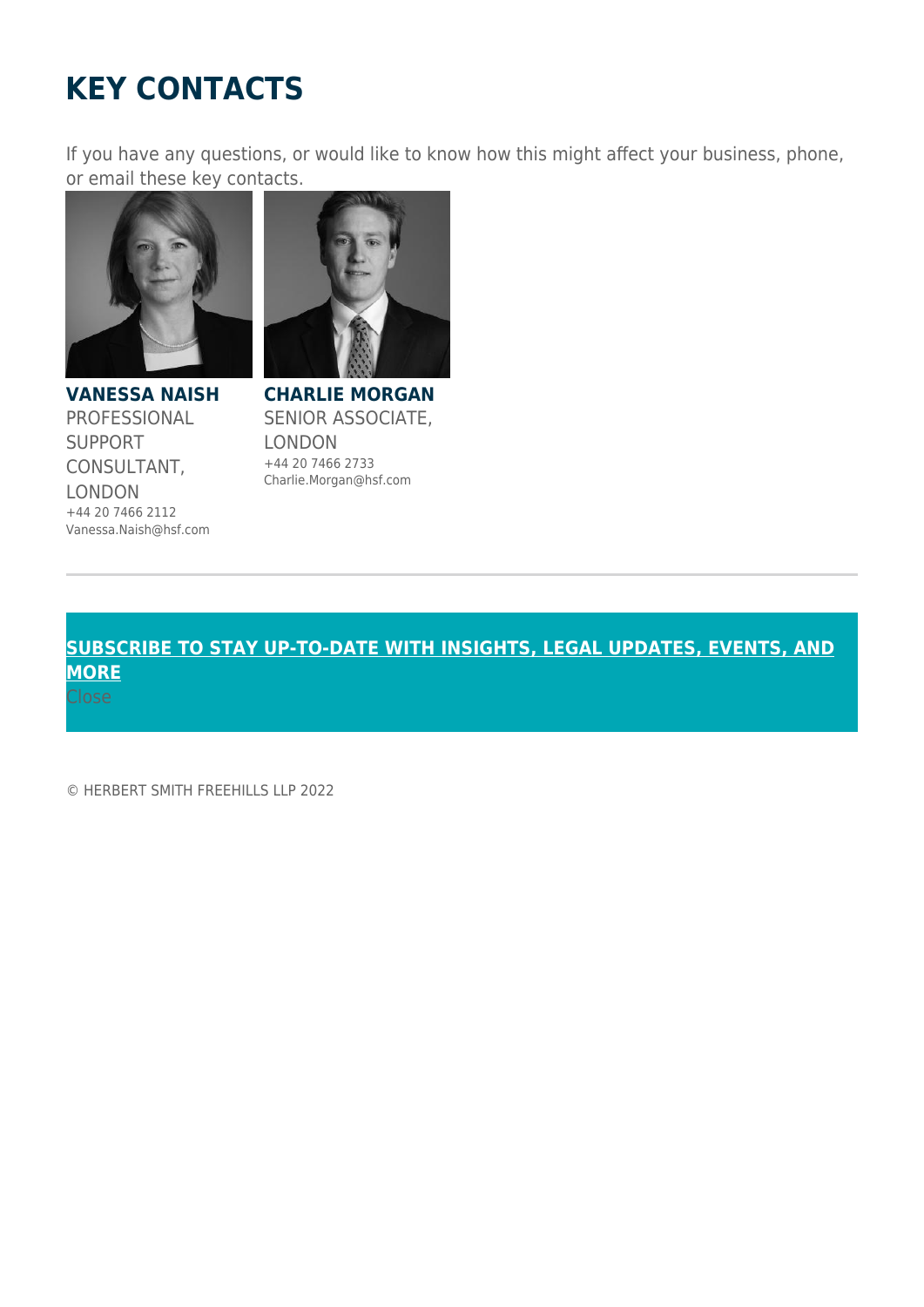# KEY CONTACTS

If you have any questions, or would like to know how this might affect your business, phone, or email these key contacts.

**VANESSA NAISH**
PROFESSIONAL SUPPORT CONSULTANT, LONDON
+44 20 7466 2112
Vanessa.Naish@hsf.com

**CHARLIE MORGAN**
SENIOR ASSOCIATE, LONDON
+44 20 7466 2733
Charlie.Morgan@hsf.com

---

**SUBSCRIBE TO STAY UP-TO-DATE WITH INSIGHTS, LEGAL UPDATES, EVENTS, AND MORE**

Close

© HERBERT SMITH FREEHILLS LLP 2022